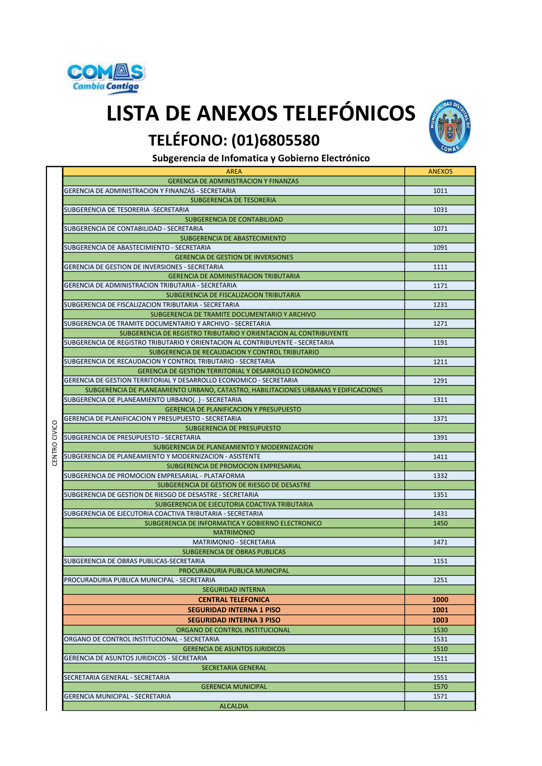COMAS
Cambia Contigo

# LISTA DE ANEXOS TELEFÓNICOS

## TELÉFONO: (01)6805580

**Subgerencia de Infomatica y Gobierno Electrónico**

| | AREA | ANEXOS |
|---|---|---|
| CENTRO CIVICO | GERENCIA DE ADMINISTRACION Y FINANZAS | |
| | GERENCIA DE ADMINISTRACION Y FINANZAS - SECRETARIA | 1011 |
| | SUBGERENCIA DE TESORERIA | |
| | SUBGERENCIA DE TESORERIA -SECRETARIA | 1031 |
| | SUBGERENCIA DE CONTABILIDAD | |
| | SUBGERENCIA DE CONTABILIDAD - SECRETARIA | 1071 |
| | SUBGERENCIA DE ABASTECIMIENTO | |
| | SUBGERENCIA DE ABASTECIMIENTO - SECRETARIA | 1091 |
| | GERENCIA DE GESTION DE INVERSIONES | |
| | GERENCIA DE GESTION DE INVERSIONES - SECRETARIA | 1111 |
| | GERENCIA DE ADMINISTRACION TRIBUTARIA | |
| | GERENCIA DE ADMINISTRACION TRIBUTARIA - SECRETARIA | 1171 |
| | SUBGERENCIA DE FISCALIZACION TRIBUTARIA | |
| | SUBGERENCIA DE FISCALIZACION TRIBUTARIA - SECRETARIA | 1231 |
| | SUBGERENCIA DE TRAMITE DOCUMENTARIO Y ARCHIVO | |
| | SUBGERENCIA DE TRAMITE DOCUMENTARIO Y ARCHIVO - SECRETARIA | 1271 |
| | SUBGERENCIA DE REGISTRO TRIBUTARIO Y ORIENTACION AL CONTRIBUYENTE | |
| | SUBGERENCIA DE REGISTRO TRIBUTARIO Y ORIENTACION AL CONTRIBUYENTE - SECRETARIA | 1191 |
| | SUBGERENCIA DE RECAUDACION Y CONTROL TRIBUTARIO | |
| | SUBGERENCIA DE RECAUDACION Y CONTROL TRIBUTARIO - SECRETARIA | 1211 |
| | GERENCIA DE GESTION TERRITORIAL Y DESARROLLO ECONOMICO | |
| | GERENCIA DE GESTION TERRITORIAL Y DESARROLLO ECONOMICO - SECRETARIA | 1291 |
| | SUBGERENCIA DE PLANEAMIENTO URBANO, CATASTRO, HABILITACIONES URBANAS Y EDIFICACIONES | |
| | SUBGERENCIA DE PLANEAMIENTO URBANO(..) - SECRETARIA | 1311 |
| | GERENCIA DE PLANIFICACION Y PRESUPUESTO | |
| | GERENCIA DE PLANIFICACION Y PRESUPUESTO - SECRETARIA | 1371 |
| | SUBGERENCIA DE PRESUPUESTO | |
| | SUBGERENCIA DE PRESUPUESTO - SECRETARIA | 1391 |
| | SUBGERENCIA DE PLANEAMIENTO Y MODERNIZACION | |
| | SUBGERENCIA DE PLANEAMIENTO Y MODERNIZACION - ASISTENTE | 1411 |
| | SUBGERENCIA DE PROMOCION EMPRESARIAL | |
| | SUBGERENCIA DE PROMOCION EMPRESARIAL - PLATAFORMA | 1332 |
| | SUBGERENCIA DE GESTION DE RIESGO DE DESASTRE | |
| | SUBGERENCIA DE GESTION DE RIESGO DE DESASTRE - SECRETARIA | 1351 |
| | SUBGERENCIA DE EJECUTORIA COACTIVA TRIBUTARIA | |
| | SUBGERENCIA DE EJECUTORIA COACTIVA TRIBUTARIA - SECRETARIA | 1431 |
| | SUBGERENCIA DE INFORMATICA Y GOBIERNO ELECTRONICO | 1450 |
| | MATRIMONIO | |
| | MATRIMONIO - SECRETARIA | 1471 |
| | SUBGERENCIA DE OBRAS PUBLICAS | |
| | SUBGERENCIA DE OBRAS PUBLICAS-SECRETARIA | 1151 |
| | PROCURADURIA PUBLICA MUNICIPAL | |
| | PROCURADURIA PUBLICA MUNICIPAL - SECRETARIA | 1251 |
| | SEGURIDAD INTERNA | |
| | **CENTRAL TELEFONICA** | **1000** |
| | **SEGURIDAD INTERNA 1 PISO** | **1001** |
| | **SEGURIDAD INTERNA 3 PISO** | **1003** |
| | ORGANO DE CONTROL INSTITUCIONAL | 1530 |
| | ORGANO DE CONTROL INSTITUCIONAL - SECRETARIA | 1531 |
| | GERENCIA DE ASUNTOS JURIDICOS | 1510 |
| | GERENCIA DE ASUNTOS JURIDICOS - SECRETARIA | 1511 |
| | SECRETARIA GENERAL | |
| | SECRETARIA GENERAL - SECRETARIA | 1551 |
| | GERENCIA MUNICIPAL | 1570 |
| | GERENCIA MUNICIPAL - SECRETARIA | 1571 |
| | ALCALDIA | |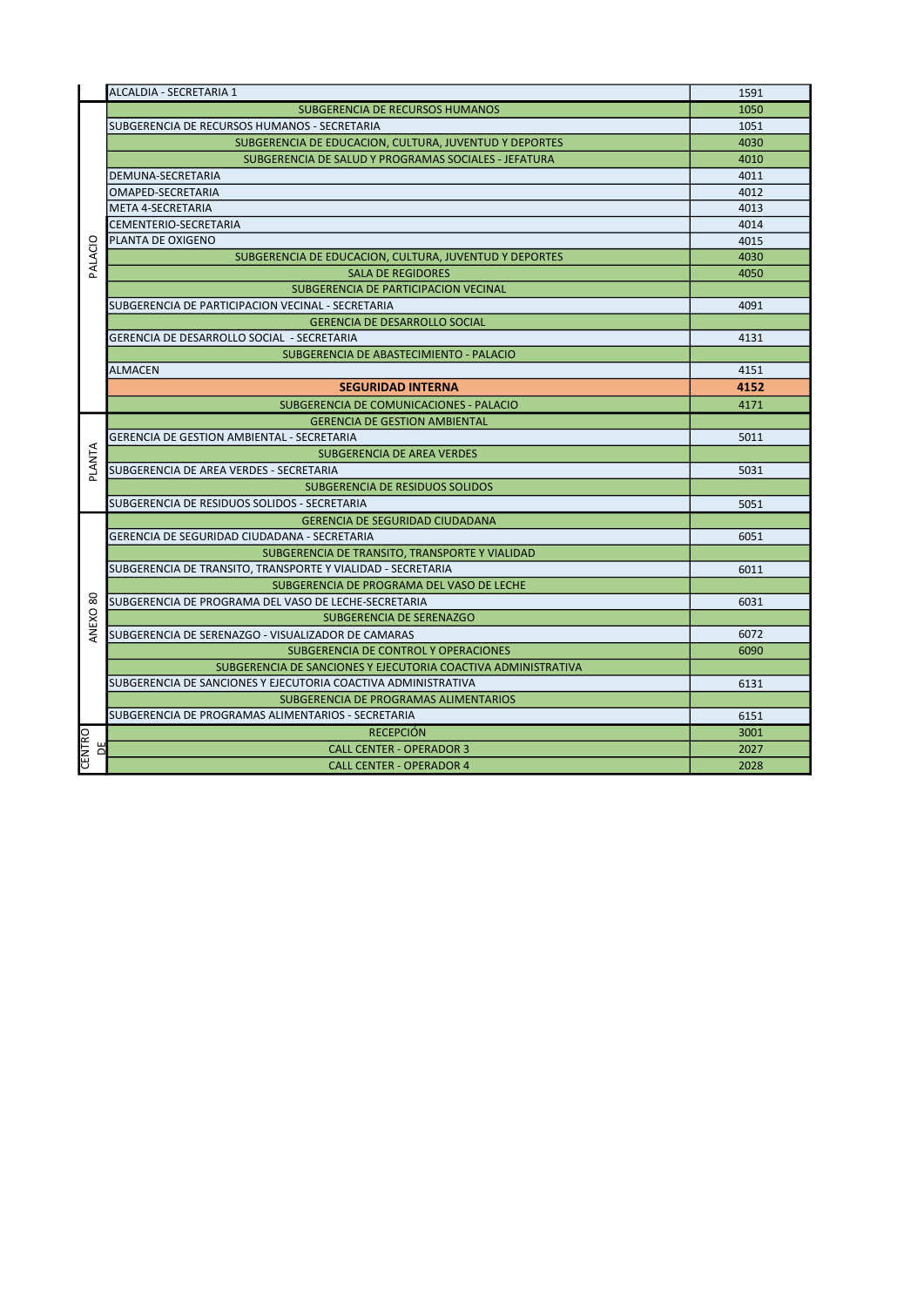| | | |
|---|---|---|
| | ALCALDIA - SECRETARIA 1 | 1591 |
| PALACIO | SUBGERENCIA DE RECURSOS HUMANOS | 1050 |
| | SUBGERENCIA DE RECURSOS HUMANOS - SECRETARIA | 1051 |
| | SUBGERENCIA DE EDUCACION, CULTURA, JUVENTUD Y DEPORTES | 4030 |
| | SUBGERENCIA DE SALUD Y PROGRAMAS SOCIALES - JEFATURA | 4010 |
| | DEMUNA-SECRETARIA | 4011 |
| | OMAPED-SECRETARIA | 4012 |
| | META 4-SECRETARIA | 4013 |
| | CEMENTERIO-SECRETARIA | 4014 |
| | PLANTA DE OXIGENO | 4015 |
| | SUBGERENCIA DE EDUCACION, CULTURA, JUVENTUD Y DEPORTES | 4030 |
| | SALA DE REGIDORES | 4050 |
| | SUBGERENCIA DE PARTICIPACION VECINAL | |
| | SUBGERENCIA DE PARTICIPACION VECINAL - SECRETARIA | 4091 |
| | GERENCIA DE DESARROLLO SOCIAL | |
| | GERENCIA DE DESARROLLO SOCIAL - SECRETARIA | 4131 |
| | SUBGERENCIA DE ABASTECIMIENTO - PALACIO | |
| | ALMACEN | 4151 |
| | **SEGURIDAD INTERNA** | **4152** |
| | SUBGERENCIA DE COMUNICACIONES - PALACIO | 4171 |
| PLANTA | GERENCIA DE GESTION AMBIENTAL | |
| | GERENCIA DE GESTION AMBIENTAL - SECRETARIA | 5011 |
| | SUBGERENCIA DE AREA VERDES | |
| | SUBGERENCIA DE AREA VERDES - SECRETARIA | 5031 |
| | SUBGERENCIA DE RESIDUOS SOLIDOS | |
| | SUBGERENCIA DE RESIDUOS SOLIDOS - SECRETARIA | 5051 |
| ANEXO 80 | GERENCIA DE SEGURIDAD CIUDADANA | |
| | GERENCIA DE SEGURIDAD CIUDADANA - SECRETARIA | 6051 |
| | SUBGERENCIA DE TRANSITO, TRANSPORTE Y VIALIDAD | |
| | SUBGERENCIA DE TRANSITO, TRANSPORTE Y VIALIDAD - SECRETARIA | 6011 |
| | SUBGERENCIA DE PROGRAMA DEL VASO DE LECHE | |
| | SUBGERENCIA DE PROGRAMA DEL VASO DE LECHE-SECRETARIA | 6031 |
| | SUBGERENCIA DE SERENAZGO | |
| | SUBGERENCIA DE SERENAZGO - VISUALIZADOR DE CAMARAS | 6072 |
| | SUBGERENCIA DE CONTROL Y OPERACIONES | 6090 |
| | SUBGERENCIA DE SANCIONES Y EJECUTORIA COACTIVA ADMINISTRATIVA | |
| | SUBGERENCIA DE SANCIONES Y EJECUTORIA COACTIVA ADMINISTRATIVA | 6131 |
| | SUBGERENCIA DE PROGRAMAS ALIMENTARIOS | |
| | SUBGERENCIA DE PROGRAMAS ALIMENTARIOS - SECRETARIA | 6151 |
| CENTRO DE | RECEPCIÓN | 3001 |
| | CALL CENTER - OPERADOR 3 | 2027 |
| | CALL CENTER - OPERADOR 4 | 2028 |